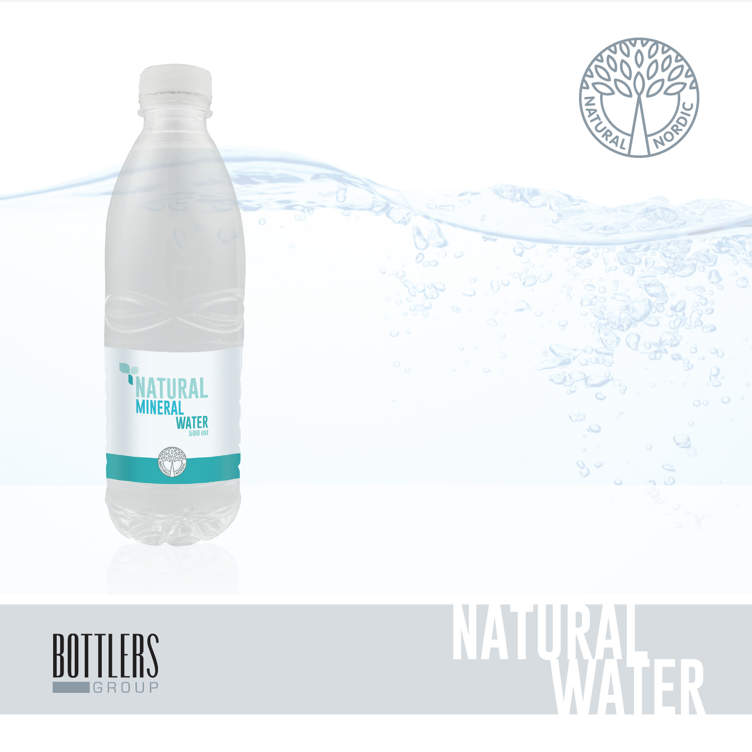# NATURAL WATER

BOTTLERS GROUP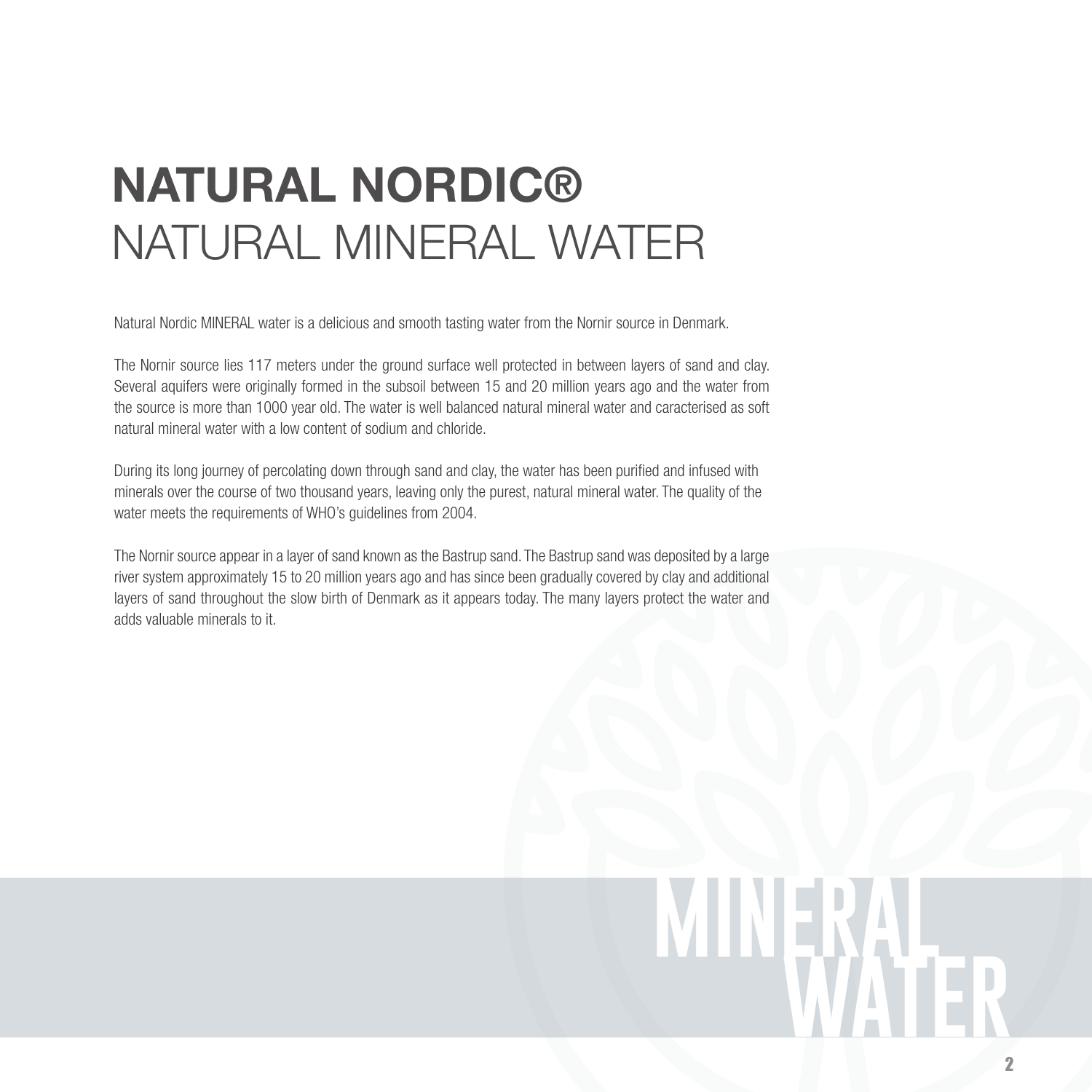# NATURAL NORDIC®
## NATURAL MINERAL WATER

Natural Nordic MINERAL water is a delicious and smooth tasting water from the Nornir source in Denmark.

The Nornir source lies 117 meters under the ground surface well protected in between layers of sand and clay. Several aquifers were originally formed in the subsoil between 15 and 20 million years ago and the water from the source is more than 1000 year old. The water is well balanced natural mineral water and caracterised as soft natural mineral water with a low content of sodium and chloride.

During its long journey of percolating down through sand and clay, the water has been purified and infused with minerals over the course of two thousand years, leaving only the purest, natural mineral water. The quality of the water meets the requirements of WHO's guidelines from 2004.

The Nornir source appear in a layer of sand known as the Bastrup sand. The Bastrup sand was deposited by a large river system approximately 15 to 20 million years ago and has since been gradually covered by clay and additional layers of sand throughout the slow birth of Denmark as it appears today. The many layers protect the water and adds valuable minerals to it.

MINERAL WATER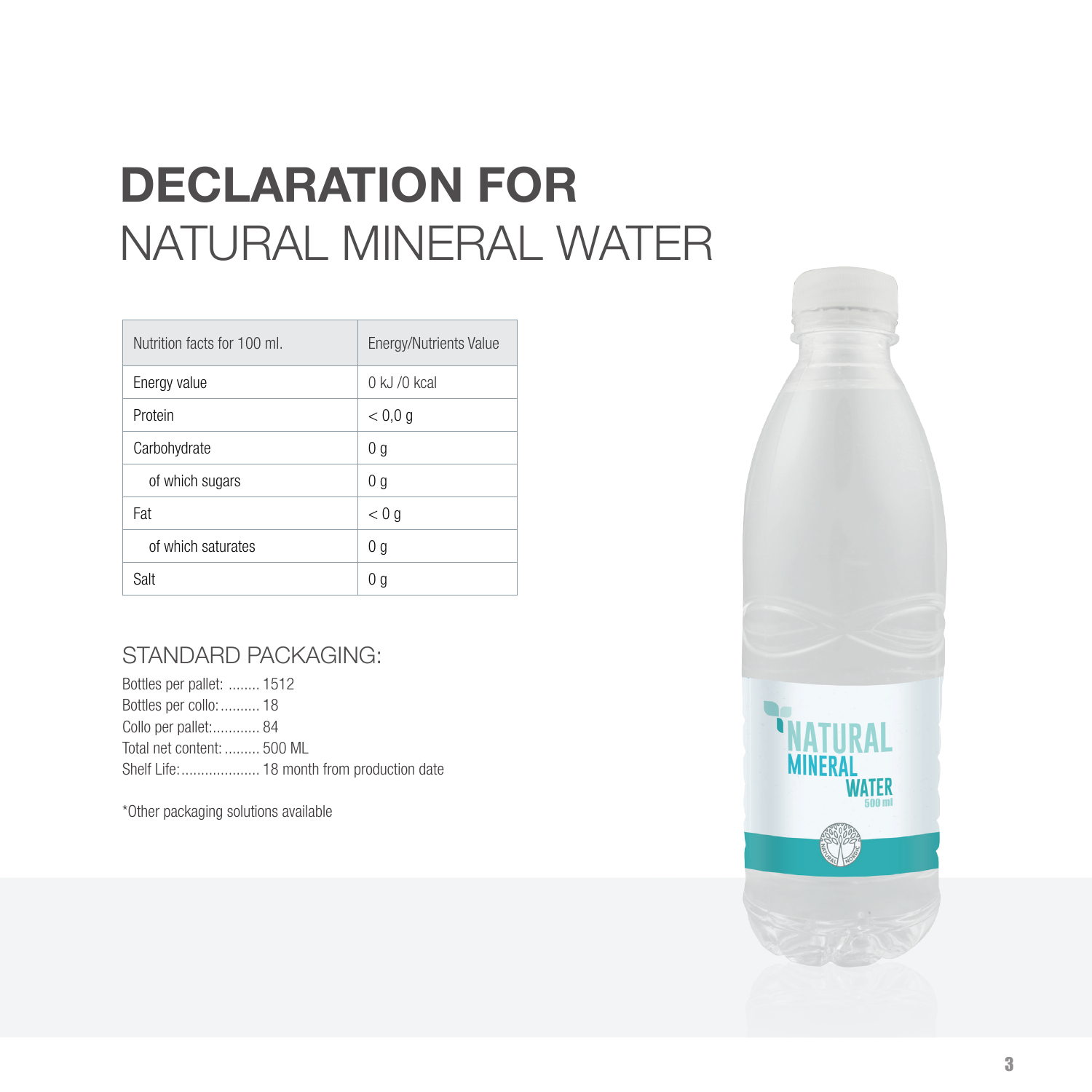# DECLARATION FOR
NATURAL MINERAL WATER

| Nutrition facts for 100 ml. | Energy/Nutrients Value |
|---|---|
| Energy value | 0 kJ /0 kcal |
| Protein | < 0,0 g |
| Carbohydrate | 0 g |
| of which sugars | 0 g |
| Fat | < 0 g |
| of which saturates | 0 g |
| Salt | 0 g |

## STANDARD PACKAGING:

Bottles per pallet: ........ 1512
Bottles per collo: .......... 18
Collo per pallet:............ 84
Total net content: ......... 500 ML
Shelf Life:.................... 18 month from production date

*Other packaging solutions available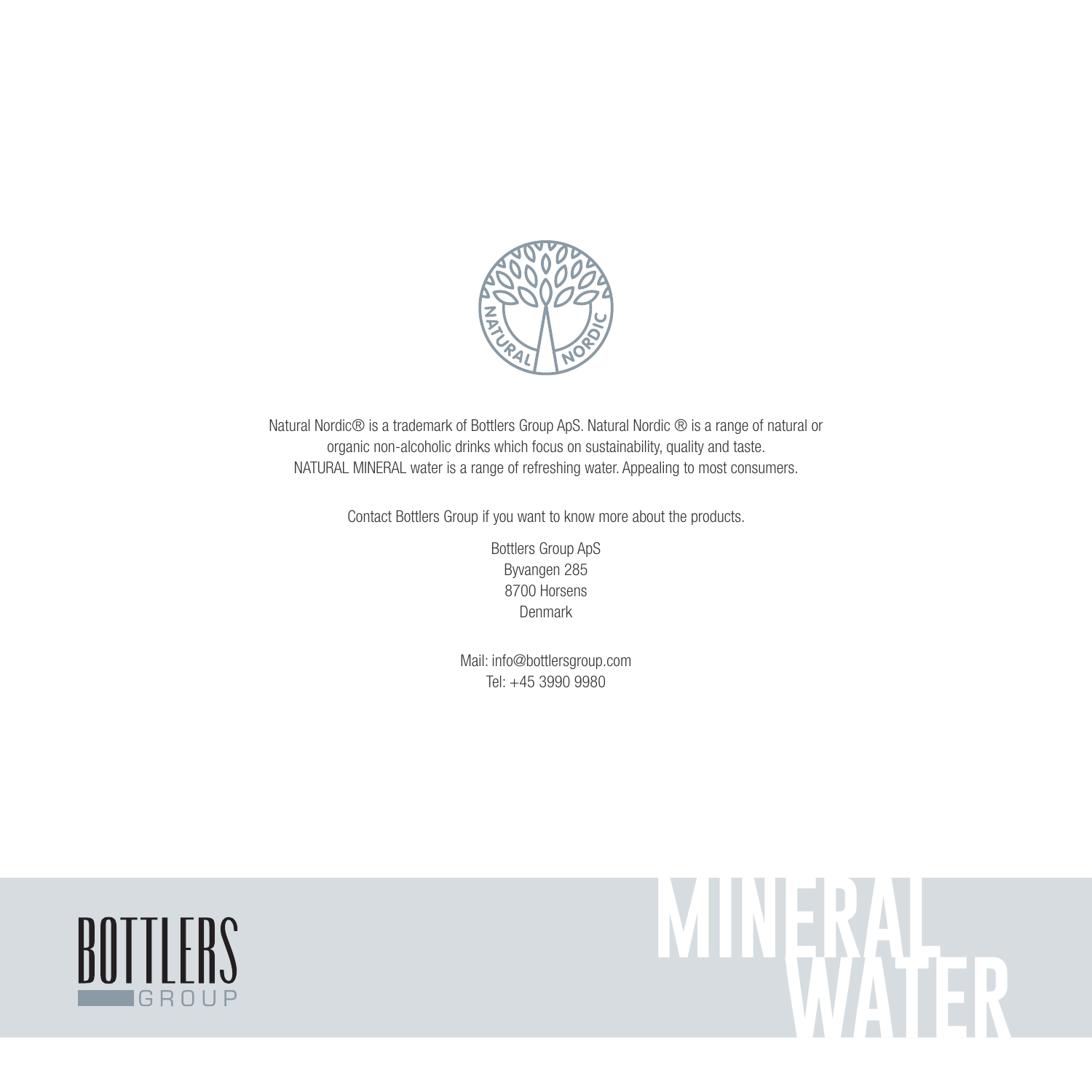Natural Nordic® is a trademark of Bottlers Group ApS. Natural Nordic ® is a range of natural or organic non-alcoholic drinks which focus on sustainability, quality and taste. NATURAL MINERAL water is a range of refreshing water. Appealing to most consumers.

Contact Bottlers Group if you want to know more about the products.

Bottlers Group ApS
Byvangen 285
8700 Horsens
Denmark

Mail: info@bottlersgroup.com
Tel: +45 3990 9980

BOTTLERS GROUP

MINERAL WATER